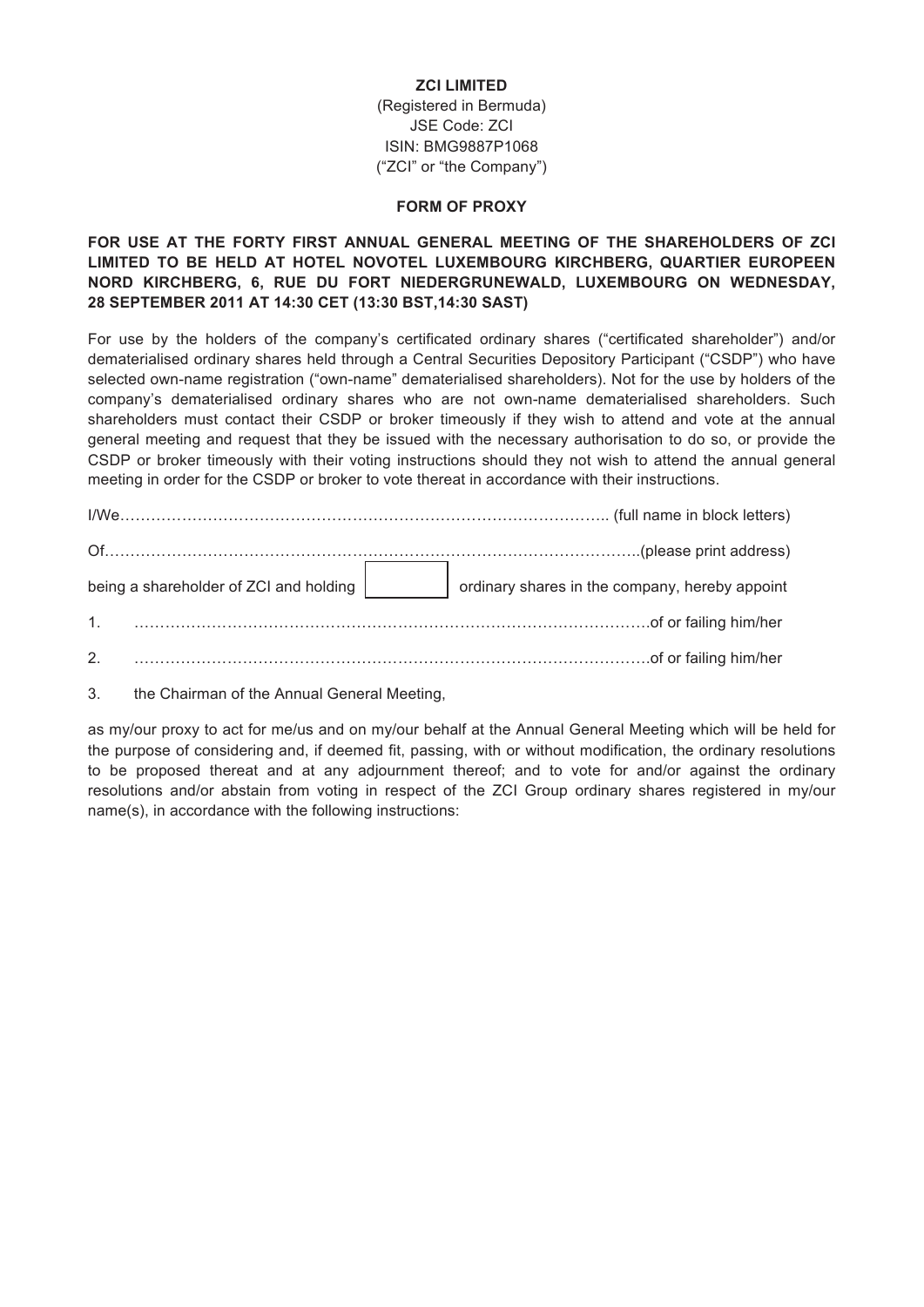**ZCI LIMITED**

(Registered in Bermuda)
JSE Code: ZCI
ISIN: BMG9887P1068
("ZCI" or "the Company")

**FORM OF PROXY**

**FOR USE AT THE FORTY FIRST ANNUAL GENERAL MEETING OF THE SHAREHOLDERS OF ZCI LIMITED TO BE HELD AT HOTEL NOVOTEL LUXEMBOURG KIRCHBERG, QUARTIER EUROPEEN NORD KIRCHBERG, 6, RUE DU FORT NIEDERGRUNEWALD, LUXEMBOURG ON WEDNESDAY, 28 SEPTEMBER 2011 AT 14:30 CET (13:30 BST,14:30 SAST)**

For use by the holders of the company's certificated ordinary shares ("certificated shareholder") and/or dematerialised ordinary shares held through a Central Securities Depository Participant ("CSDP") who have selected own-name registration ("own-name" dematerialised shareholders). Not for the use by holders of the company's dematerialised ordinary shares who are not own-name dematerialised shareholders. Such shareholders must contact their CSDP or broker timeously if they wish to attend and vote at the annual general meeting and request that they be issued with the necessary authorisation to do so, or provide the CSDP or broker timeously with their voting instructions should they not wish to attend the annual general meeting in order for the CSDP or broker to vote thereat in accordance with their instructions.

I/We………………………………………………………………………………….. (full name in block letters)

Of…………………………………………………………………………………………..(please print address)

being a shareholder of ZCI and holding [ ] ordinary shares in the company, hereby appoint

1. ……………………………………………………………………………………….of or failing him/her

2. ……………………………………………………………………………………….of or failing him/her

3. the Chairman of the Annual General Meeting,

as my/our proxy to act for me/us and on my/our behalf at the Annual General Meeting which will be held for the purpose of considering and, if deemed fit, passing, with or without modification, the ordinary resolutions to be proposed thereat and at any adjournment thereof; and to vote for and/or against the ordinary resolutions and/or abstain from voting in respect of the ZCI Group ordinary shares registered in my/our name(s), in accordance with the following instructions: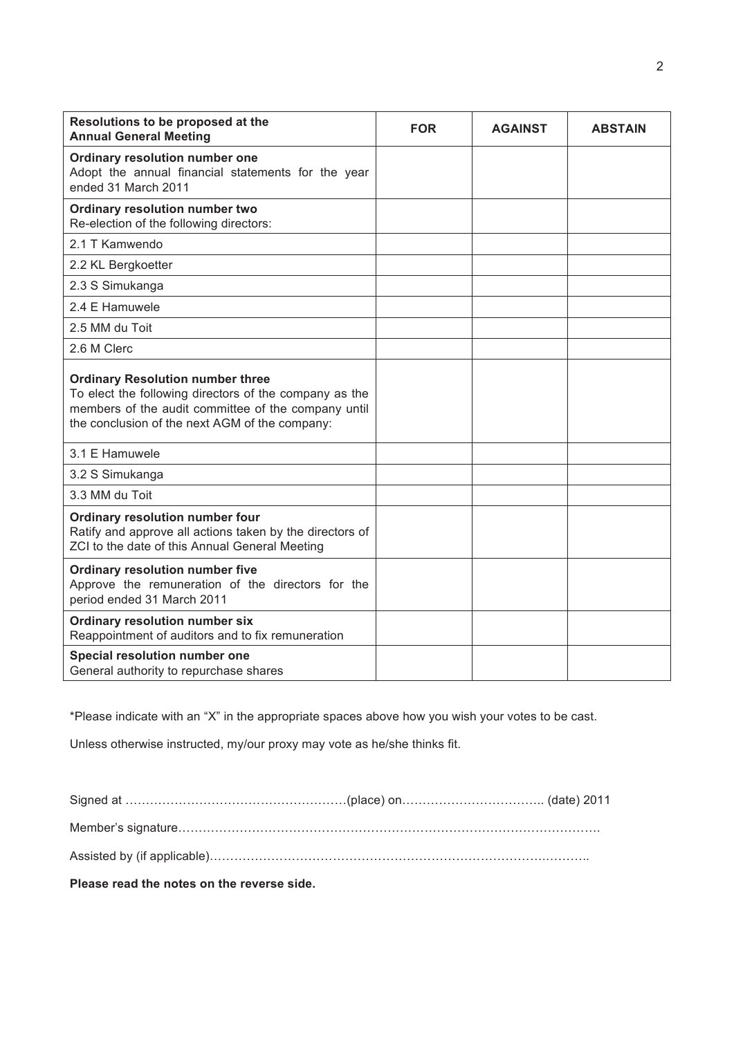| Resolutions to be proposed at the Annual General Meeting | FOR | AGAINST | ABSTAIN |
| --- | --- | --- | --- |
| **Ordinary resolution number one**<br>Adopt the annual financial statements for the year ended 31 March 2011 | | | |
| **Ordinary resolution number two**<br>Re-election of the following directors: | | | |
| 2.1 T Kamwendo | | | |
| 2.2 KL Bergkoetter | | | |
| 2.3 S Simukanga | | | |
| 2.4 E Hamuwele | | | |
| 2.5 MM du Toit | | | |
| 2.6 M Clerc | | | |
| **Ordinary Resolution number three**<br>To elect the following directors of the company as the members of the audit committee of the company until the conclusion of the next AGM of the company: | | | |
| 3.1 E Hamuwele | | | |
| 3.2 S Simukanga | | | |
| 3.3 MM du Toit | | | |
| **Ordinary resolution number four**<br>Ratify and approve all actions taken by the directors of ZCI to the date of this Annual General Meeting | | | |
| **Ordinary resolution number five**<br>Approve the remuneration of the directors for the period ended 31 March 2011 | | | |
| **Ordinary resolution number six**<br>Reappointment of auditors and to fix remuneration | | | |
| **Special resolution number one**<br>General authority to repurchase shares | | | |

*Please indicate with an "X" in the appropriate spaces above how you wish your votes to be cast.

Unless otherwise instructed, my/our proxy may vote as he/she thinks fit.

Signed at ……………………………………………(place) on…………………………….. (date) 2011

Member's signature…………………………………………………………………………………………

Assisted by (if applicable)……………………………………………………………………………..

**Please read the notes on the reverse side.**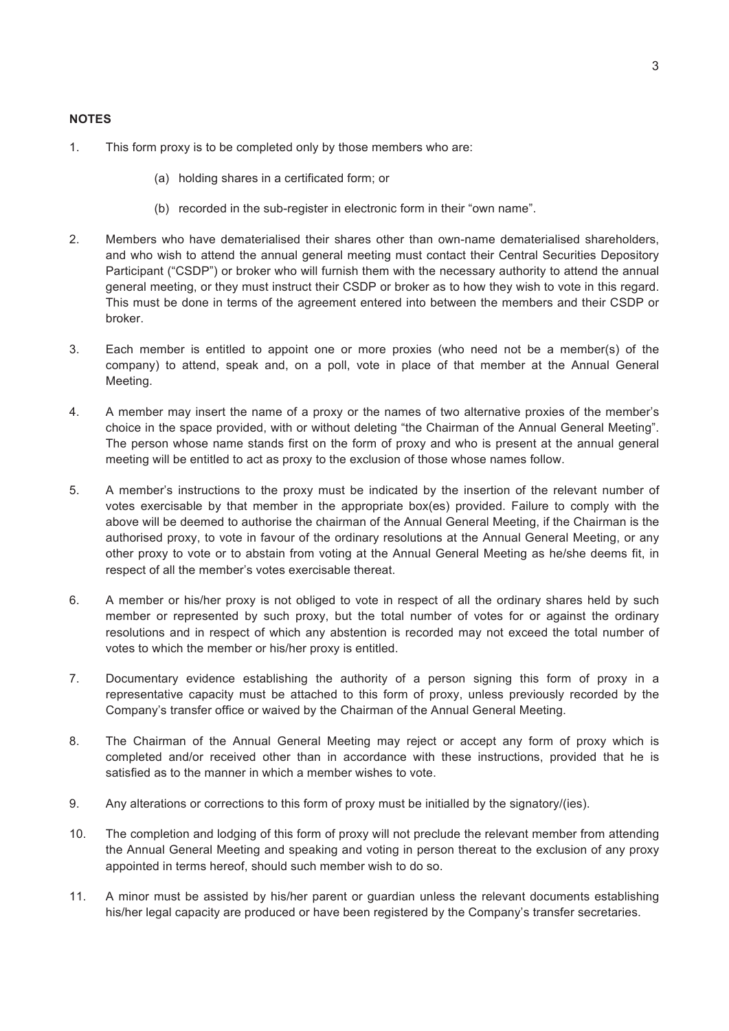**NOTES**

1. This form proxy is to be completed only by those members who are:

   (a) holding shares in a certificated form; or

   (b) recorded in the sub-register in electronic form in their "own name".

2. Members who have dematerialised their shares other than own-name dematerialised shareholders, and who wish to attend the annual general meeting must contact their Central Securities Depository Participant ("CSDP") or broker who will furnish them with the necessary authority to attend the annual general meeting, or they must instruct their CSDP or broker as to how they wish to vote in this regard. This must be done in terms of the agreement entered into between the members and their CSDP or broker.

3. Each member is entitled to appoint one or more proxies (who need not be a member(s) of the company) to attend, speak and, on a poll, vote in place of that member at the Annual General Meeting.

4. A member may insert the name of a proxy or the names of two alternative proxies of the member's choice in the space provided, with or without deleting "the Chairman of the Annual General Meeting". The person whose name stands first on the form of proxy and who is present at the annual general meeting will be entitled to act as proxy to the exclusion of those whose names follow.

5. A member's instructions to the proxy must be indicated by the insertion of the relevant number of votes exercisable by that member in the appropriate box(es) provided. Failure to comply with the above will be deemed to authorise the chairman of the Annual General Meeting, if the Chairman is the authorised proxy, to vote in favour of the ordinary resolutions at the Annual General Meeting, or any other proxy to vote or to abstain from voting at the Annual General Meeting as he/she deems fit, in respect of all the member's votes exercisable thereat.

6. A member or his/her proxy is not obliged to vote in respect of all the ordinary shares held by such member or represented by such proxy, but the total number of votes for or against the ordinary resolutions and in respect of which any abstention is recorded may not exceed the total number of votes to which the member or his/her proxy is entitled.

7. Documentary evidence establishing the authority of a person signing this form of proxy in a representative capacity must be attached to this form of proxy, unless previously recorded by the Company's transfer office or waived by the Chairman of the Annual General Meeting.

8. The Chairman of the Annual General Meeting may reject or accept any form of proxy which is completed and/or received other than in accordance with these instructions, provided that he is satisfied as to the manner in which a member wishes to vote.

9. Any alterations or corrections to this form of proxy must be initialled by the signatory/(ies).

10. The completion and lodging of this form of proxy will not preclude the relevant member from attending the Annual General Meeting and speaking and voting in person thereat to the exclusion of any proxy appointed in terms hereof, should such member wish to do so.

11. A minor must be assisted by his/her parent or guardian unless the relevant documents establishing his/her legal capacity are produced or have been registered by the Company's transfer secretaries.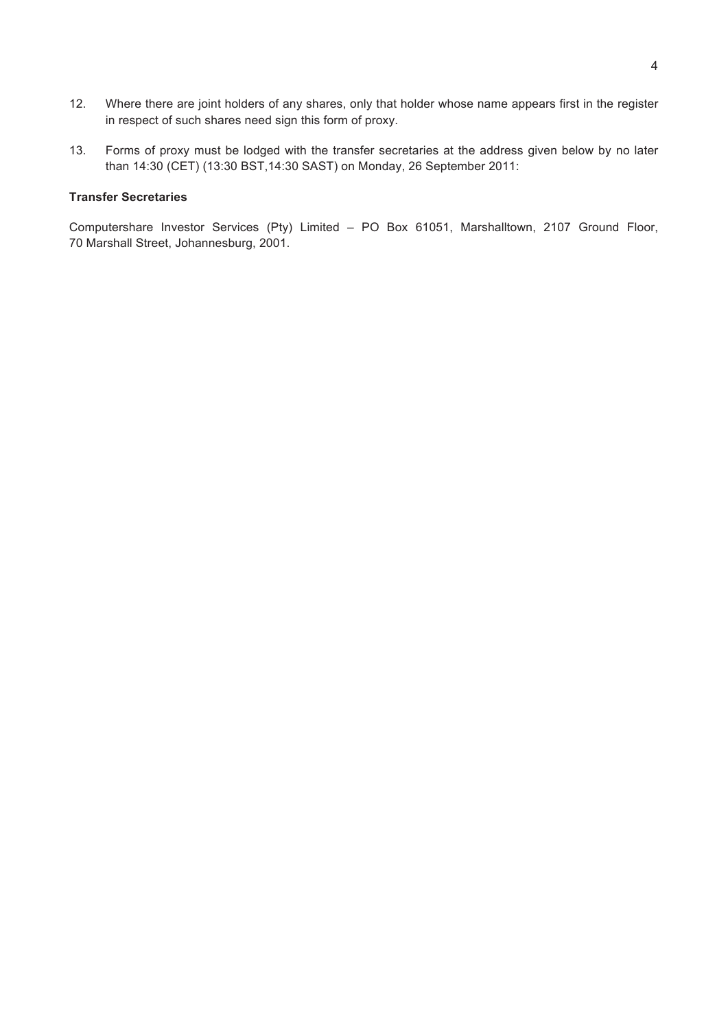12. Where there are joint holders of any shares, only that holder whose name appears first in the register in respect of such shares need sign this form of proxy.

13. Forms of proxy must be lodged with the transfer secretaries at the address given below by no later than 14:30 (CET) (13:30 BST,14:30 SAST) on Monday, 26 September 2011:

**Transfer Secretaries**

Computershare Investor Services (Pty) Limited – PO Box 61051, Marshalltown, 2107 Ground Floor, 70 Marshall Street, Johannesburg, 2001.